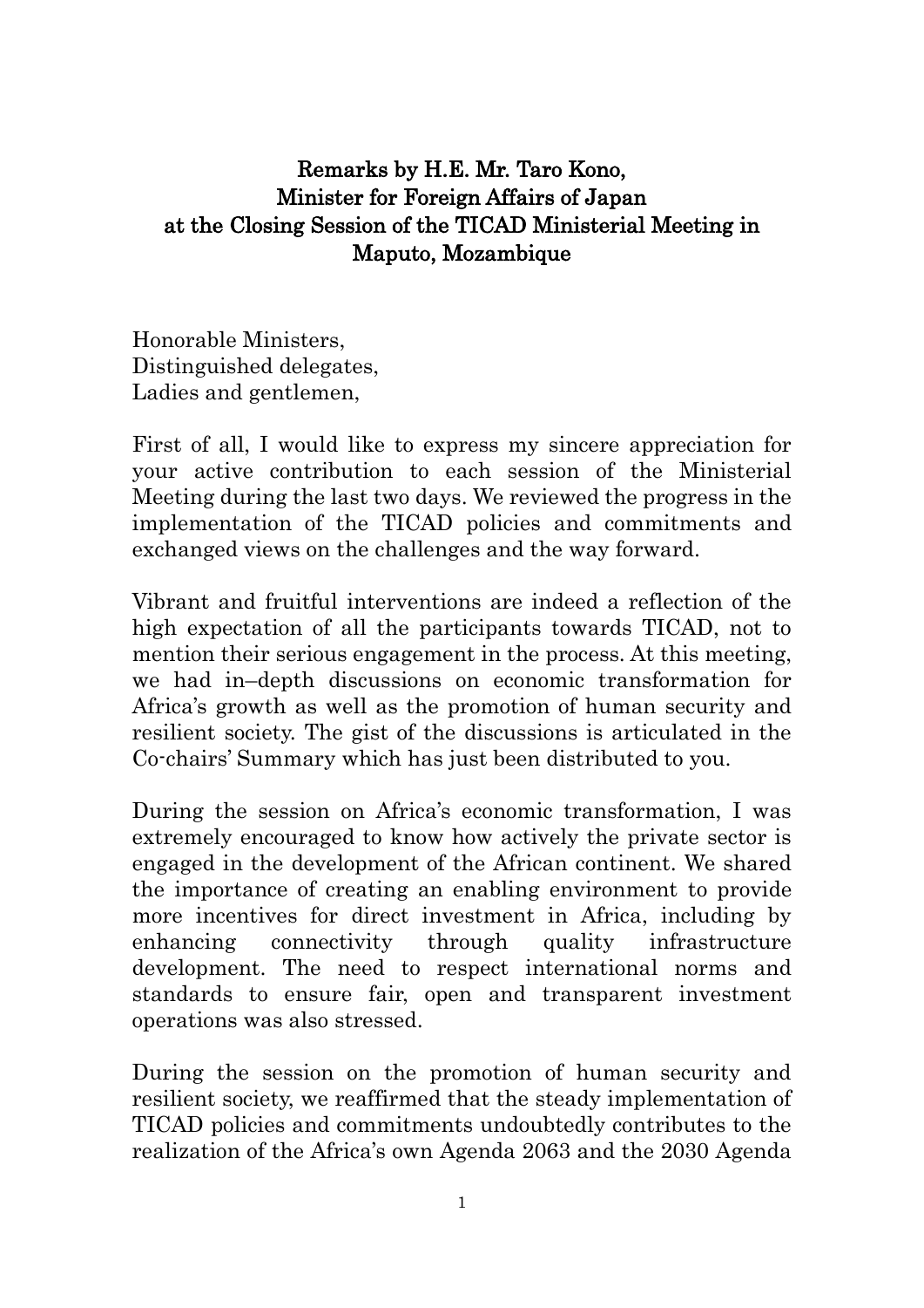# Remarks by H.E. Mr. Taro Kono, Minister for Foreign Affairs of Japan at the Closing Session of the TICAD Ministerial Meeting in Maputo, Mozambique

Honorable Ministers,
Distinguished delegates,
Ladies and gentlemen,

First of all, I would like to express my sincere appreciation for your active contribution to each session of the Ministerial Meeting during the last two days. We reviewed the progress in the implementation of the TICAD policies and commitments and exchanged views on the challenges and the way forward.

Vibrant and fruitful interventions are indeed a reflection of the high expectation of all the participants towards TICAD, not to mention their serious engagement in the process. At this meeting, we had in–depth discussions on economic transformation for Africa's growth as well as the promotion of human security and resilient society. The gist of the discussions is articulated in the Co-chairs' Summary which has just been distributed to you.

During the session on Africa's economic transformation, I was extremely encouraged to know how actively the private sector is engaged in the development of the African continent. We shared the importance of creating an enabling environment to provide more incentives for direct investment in Africa, including by enhancing connectivity through quality infrastructure development. The need to respect international norms and standards to ensure fair, open and transparent investment operations was also stressed.

During the session on the promotion of human security and resilient society, we reaffirmed that the steady implementation of TICAD policies and commitments undoubtedly contributes to the realization of the Africa's own Agenda 2063 and the 2030 Agenda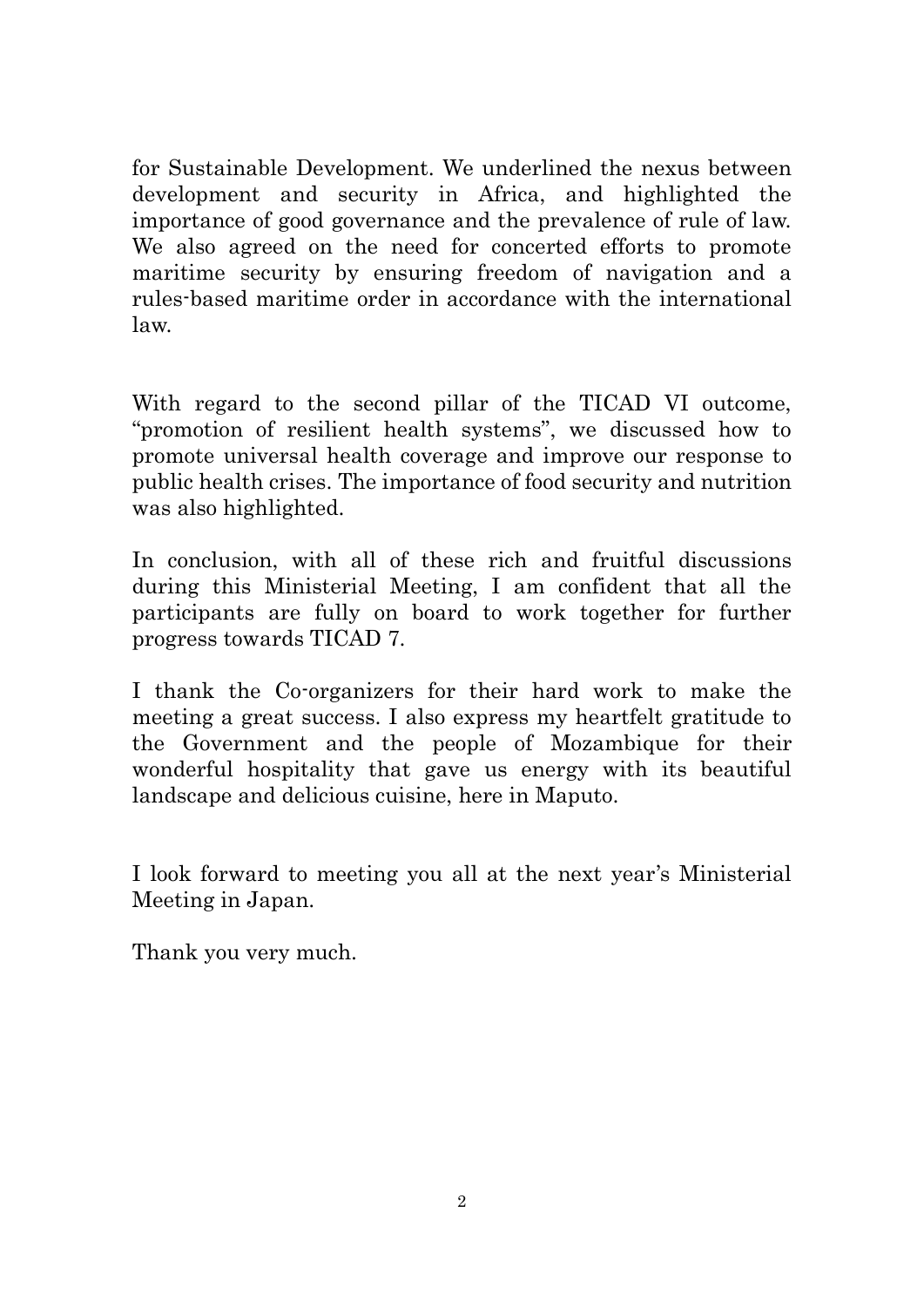for Sustainable Development. We underlined the nexus between development and security in Africa, and highlighted the importance of good governance and the prevalence of rule of law. We also agreed on the need for concerted efforts to promote maritime security by ensuring freedom of navigation and a rules-based maritime order in accordance with the international law.

With regard to the second pillar of the TICAD VI outcome, "promotion of resilient health systems", we discussed how to promote universal health coverage and improve our response to public health crises. The importance of food security and nutrition was also highlighted.

In conclusion, with all of these rich and fruitful discussions during this Ministerial Meeting, I am confident that all the participants are fully on board to work together for further progress towards TICAD 7.

I thank the Co-organizers for their hard work to make the meeting a great success. I also express my heartfelt gratitude to the Government and the people of Mozambique for their wonderful hospitality that gave us energy with its beautiful landscape and delicious cuisine, here in Maputo.

I look forward to meeting you all at the next year's Ministerial Meeting in Japan.

Thank you very much.